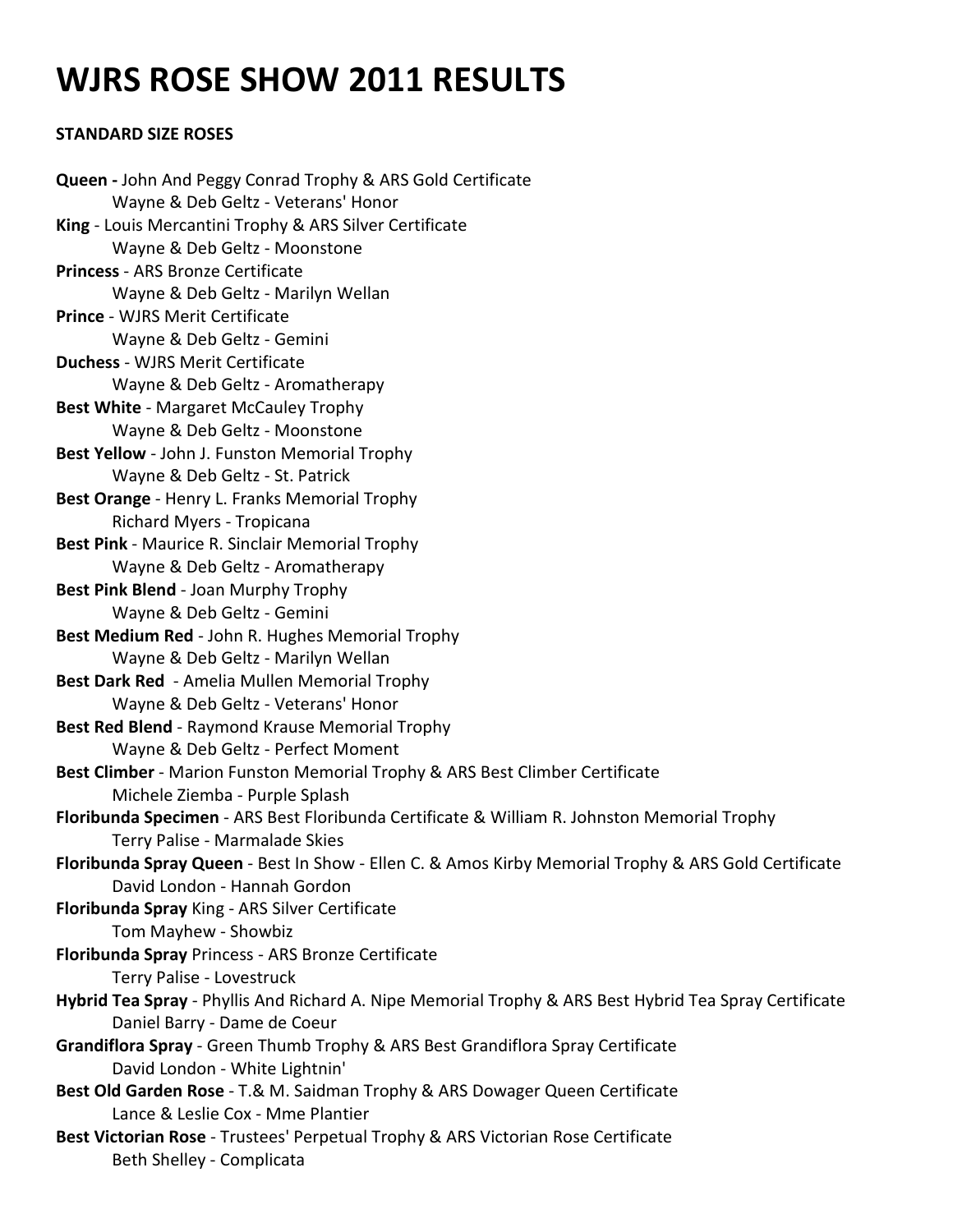# WJRS ROSE SHOW 2011 RESULTS

**STANDARD SIZE ROSES**

**Queen -** John And Peggy Conrad Trophy & ARS Gold Certificate
    Wayne & Deb Geltz - Veterans' Honor

**King** - Louis Mercantini Trophy & ARS Silver Certificate
    Wayne & Deb Geltz - Moonstone

**Princess** - ARS Bronze Certificate
    Wayne & Deb Geltz - Marilyn Wellan

**Prince** - WJRS Merit Certificate
    Wayne & Deb Geltz - Gemini

**Duchess** - WJRS Merit Certificate
    Wayne & Deb Geltz - Aromatherapy

**Best White** - Margaret McCauley Trophy
    Wayne & Deb Geltz - Moonstone

**Best Yellow** - John J. Funston Memorial Trophy
    Wayne & Deb Geltz - St. Patrick

**Best Orange** - Henry L. Franks Memorial Trophy
    Richard Myers - Tropicana

**Best Pink** - Maurice R. Sinclair Memorial Trophy
    Wayne & Deb Geltz - Aromatherapy

**Best Pink Blend** - Joan Murphy Trophy
    Wayne & Deb Geltz - Gemini

**Best Medium Red** - John R. Hughes Memorial Trophy
    Wayne & Deb Geltz - Marilyn Wellan

**Best Dark Red** - Amelia Mullen Memorial Trophy
    Wayne & Deb Geltz - Veterans' Honor

**Best Red Blend** - Raymond Krause Memorial Trophy
    Wayne & Deb Geltz - Perfect Moment

**Best Climber** - Marion Funston Memorial Trophy & ARS Best Climber Certificate
    Michele Ziemba - Purple Splash

**Floribunda Specimen** - ARS Best Floribunda Certificate & William R. Johnston Memorial Trophy
    Terry Palise - Marmalade Skies

**Floribunda Spray Queen** - Best In Show - Ellen C. & Amos Kirby Memorial Trophy & ARS Gold Certificate
    David London - Hannah Gordon

**Floribunda Spray** King - ARS Silver Certificate
    Tom Mayhew - Showbiz

**Floribunda Spray** Princess - ARS Bronze Certificate
    Terry Palise - Lovestruck

**Hybrid Tea Spray** - Phyllis And Richard A. Nipe Memorial Trophy & ARS Best Hybrid Tea Spray Certificate
    Daniel Barry - Dame de Coeur

**Grandiflora Spray** - Green Thumb Trophy & ARS Best Grandiflora Spray Certificate
    David London - White Lightnin'

**Best Old Garden Rose** - T.& M. Saidman Trophy & ARS Dowager Queen Certificate
    Lance & Leslie Cox - Mme Plantier

**Best Victorian Rose** - Trustees' Perpetual Trophy & ARS Victorian Rose Certificate
    Beth Shelley - Complicata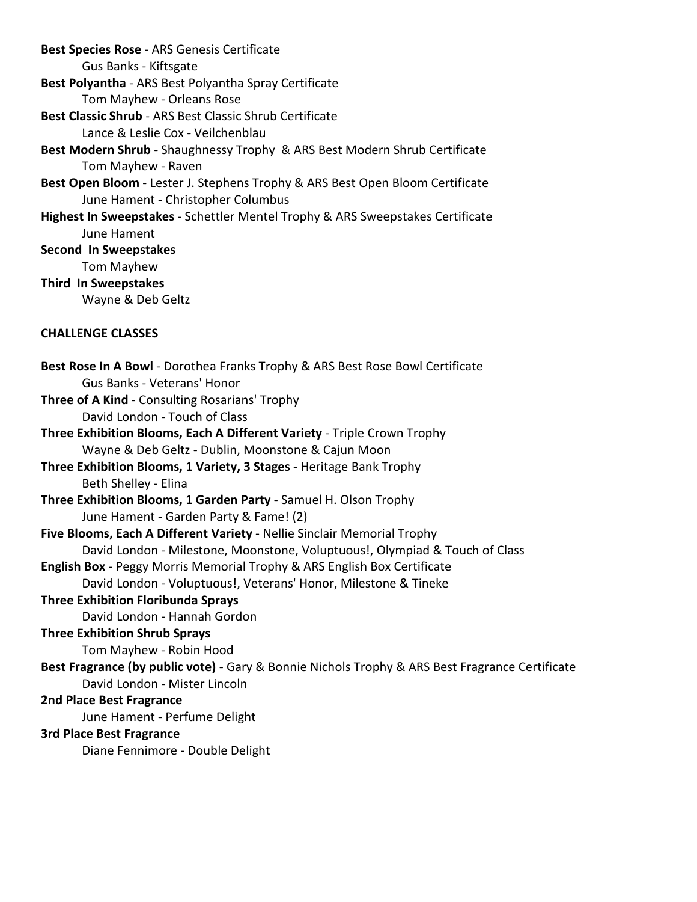**Best Species Rose** - ARS Genesis Certificate
Gus Banks - Kiftsgate

**Best Polyantha** - ARS Best Polyantha Spray Certificate
Tom Mayhew - Orleans Rose

**Best Classic Shrub** - ARS Best Classic Shrub Certificate
Lance & Leslie Cox - Veilchenblau

**Best Modern Shrub** - Shaughnessy Trophy & ARS Best Modern Shrub Certificate
Tom Mayhew - Raven

**Best Open Bloom** - Lester J. Stephens Trophy & ARS Best Open Bloom Certificate
June Hament - Christopher Columbus

**Highest In Sweepstakes** - Schettler Mentel Trophy & ARS Sweepstakes Certificate
June Hament

**Second In Sweepstakes**
Tom Mayhew

**Third In Sweepstakes**
Wayne & Deb Geltz

**CHALLENGE CLASSES**

**Best Rose In A Bowl** - Dorothea Franks Trophy & ARS Best Rose Bowl Certificate
Gus Banks - Veterans' Honor

**Three of A Kind** - Consulting Rosarians' Trophy
David London - Touch of Class

**Three Exhibition Blooms, Each A Different Variety** - Triple Crown Trophy
Wayne & Deb Geltz - Dublin, Moonstone & Cajun Moon

**Three Exhibition Blooms, 1 Variety, 3 Stages** - Heritage Bank Trophy
Beth Shelley - Elina

**Three Exhibition Blooms, 1 Garden Party** - Samuel H. Olson Trophy
June Hament - Garden Party & Fame! (2)

**Five Blooms, Each A Different Variety** - Nellie Sinclair Memorial Trophy
David London - Milestone, Moonstone, Voluptuous!, Olympiad & Touch of Class

**English Box** - Peggy Morris Memorial Trophy & ARS English Box Certificate
David London - Voluptuous!, Veterans' Honor, Milestone & Tineke

**Three Exhibition Floribunda Sprays**
David London - Hannah Gordon

**Three Exhibition Shrub Sprays**
Tom Mayhew - Robin Hood

**Best Fragrance (by public vote)** - Gary & Bonnie Nichols Trophy & ARS Best Fragrance Certificate
David London - Mister Lincoln

**2nd Place Best Fragrance**
June Hament - Perfume Delight

**3rd Place Best Fragrance**
Diane Fennimore - Double Delight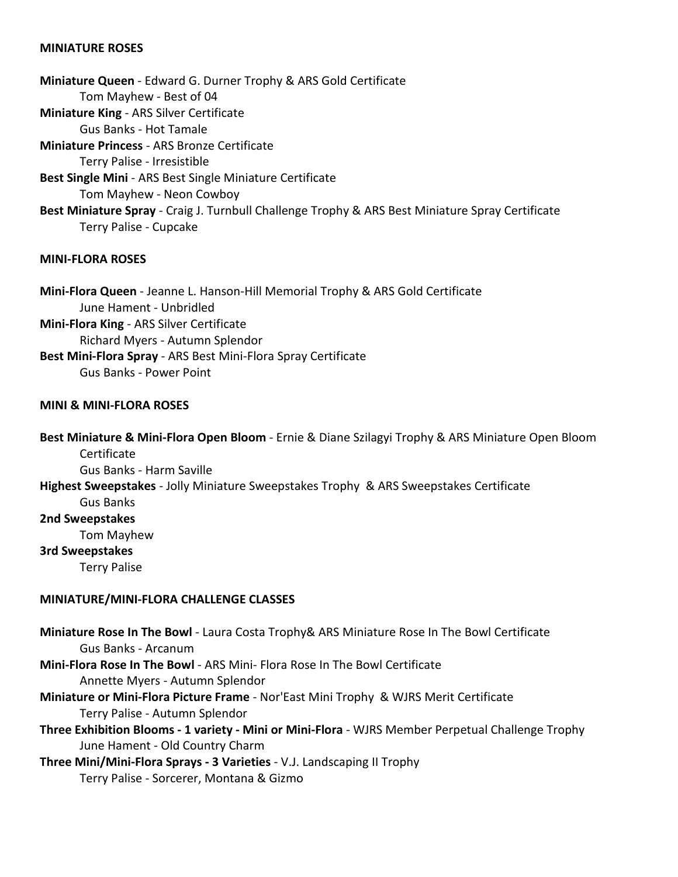## MINIATURE ROSES

**Miniature Queen** - Edward G. Durner Trophy & ARS Gold Certificate
Tom Mayhew - Best of 04

**Miniature King** - ARS Silver Certificate
Gus Banks - Hot Tamale

**Miniature Princess** - ARS Bronze Certificate
Terry Palise - Irresistible

**Best Single Mini** - ARS Best Single Miniature Certificate
Tom Mayhew - Neon Cowboy

**Best Miniature Spray** - Craig J. Turnbull Challenge Trophy & ARS Best Miniature Spray Certificate
Terry Palise - Cupcake

## MINI-FLORA ROSES

**Mini-Flora Queen** - Jeanne L. Hanson-Hill Memorial Trophy & ARS Gold Certificate
June Hament - Unbridled

**Mini-Flora King** - ARS Silver Certificate
Richard Myers - Autumn Splendor

**Best Mini-Flora Spray** - ARS Best Mini-Flora Spray Certificate
Gus Banks - Power Point

## MINI & MINI-FLORA ROSES

**Best Miniature & Mini-Flora Open Bloom** - Ernie & Diane Szilagyi Trophy & ARS Miniature Open Bloom Certificate
Gus Banks - Harm Saville

**Highest Sweepstakes** - Jolly Miniature Sweepstakes Trophy & ARS Sweepstakes Certificate
Gus Banks

**2nd Sweepstakes**
Tom Mayhew

**3rd Sweepstakes**
Terry Palise

## MINIATURE/MINI-FLORA CHALLENGE CLASSES

**Miniature Rose In The Bowl** - Laura Costa Trophy& ARS Miniature Rose In The Bowl Certificate
Gus Banks - Arcanum

**Mini-Flora Rose In The Bowl** - ARS Mini- Flora Rose In The Bowl Certificate
Annette Myers - Autumn Splendor

**Miniature or Mini-Flora Picture Frame** - Nor'East Mini Trophy & WJRS Merit Certificate
Terry Palise - Autumn Splendor

**Three Exhibition Blooms - 1 variety - Mini or Mini-Flora** - WJRS Member Perpetual Challenge Trophy
June Hament - Old Country Charm

**Three Mini/Mini-Flora Sprays - 3 Varieties** - V.J. Landscaping II Trophy
Terry Palise - Sorcerer, Montana & Gizmo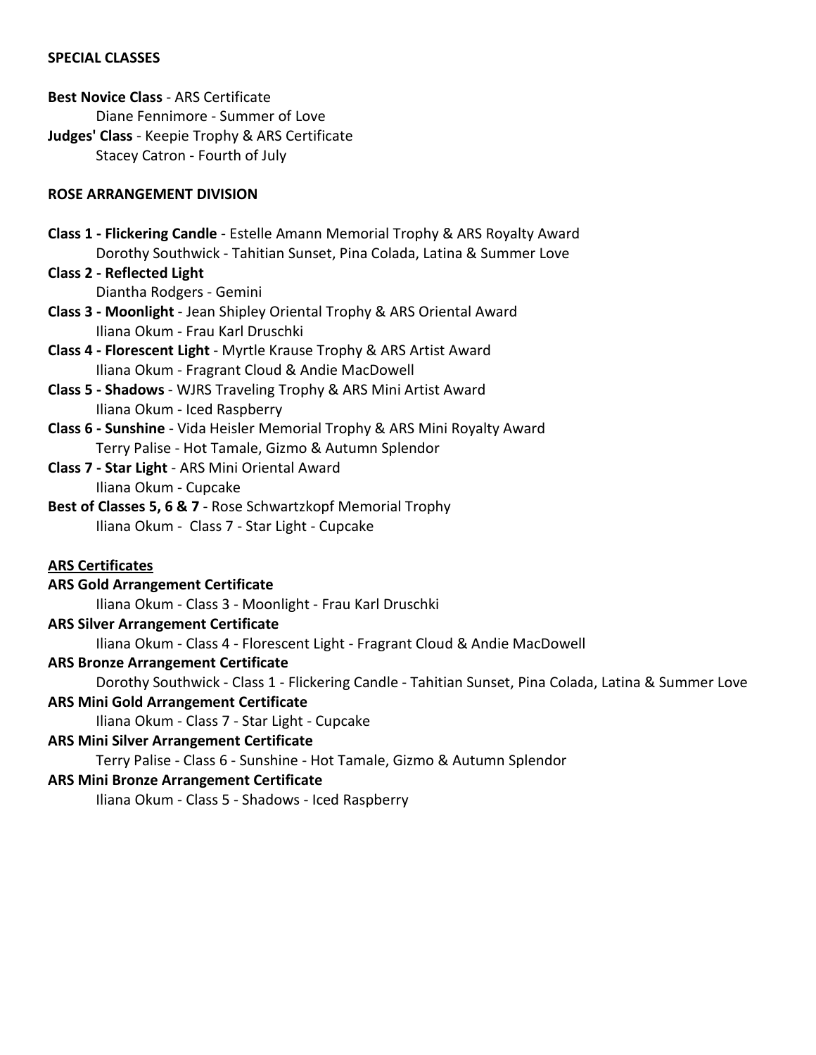**SPECIAL CLASSES**

**Best Novice Class** - ARS Certificate
Diane Fennimore - Summer of Love

**Judges' Class** - Keepie Trophy & ARS Certificate
Stacey Catron - Fourth of July

**ROSE ARRANGEMENT DIVISION**

**Class 1 - Flickering Candle** - Estelle Amann Memorial Trophy & ARS Royalty Award
Dorothy Southwick - Tahitian Sunset, Pina Colada, Latina & Summer Love

**Class 2 - Reflected Light**
Diantha Rodgers - Gemini

**Class 3 - Moonlight** - Jean Shipley Oriental Trophy & ARS Oriental Award
Iliana Okum - Frau Karl Druschki

**Class 4 - Florescent Light** - Myrtle Krause Trophy & ARS Artist Award
Iliana Okum - Fragrant Cloud & Andie MacDowell

**Class 5 - Shadows** - WJRS Traveling Trophy & ARS Mini Artist Award
Iliana Okum - Iced Raspberry

**Class 6 - Sunshine** - Vida Heisler Memorial Trophy & ARS Mini Royalty Award
Terry Palise - Hot Tamale, Gizmo & Autumn Splendor

**Class 7 - Star Light** - ARS Mini Oriental Award
Iliana Okum - Cupcake

**Best of Classes 5, 6 & 7** - Rose Schwartzkopf Memorial Trophy
Iliana Okum - Class 7 - Star Light - Cupcake

**ARS Certificates**

**ARS Gold Arrangement Certificate**
Iliana Okum - Class 3 - Moonlight - Frau Karl Druschki

**ARS Silver Arrangement Certificate**
Iliana Okum - Class 4 - Florescent Light - Fragrant Cloud & Andie MacDowell

**ARS Bronze Arrangement Certificate**
Dorothy Southwick - Class 1 - Flickering Candle - Tahitian Sunset, Pina Colada, Latina & Summer Love

**ARS Mini Gold Arrangement Certificate**
Iliana Okum - Class 7 - Star Light - Cupcake

**ARS Mini Silver Arrangement Certificate**
Terry Palise - Class 6 - Sunshine - Hot Tamale, Gizmo & Autumn Splendor

**ARS Mini Bronze Arrangement Certificate**
Iliana Okum - Class 5 - Shadows - Iced Raspberry